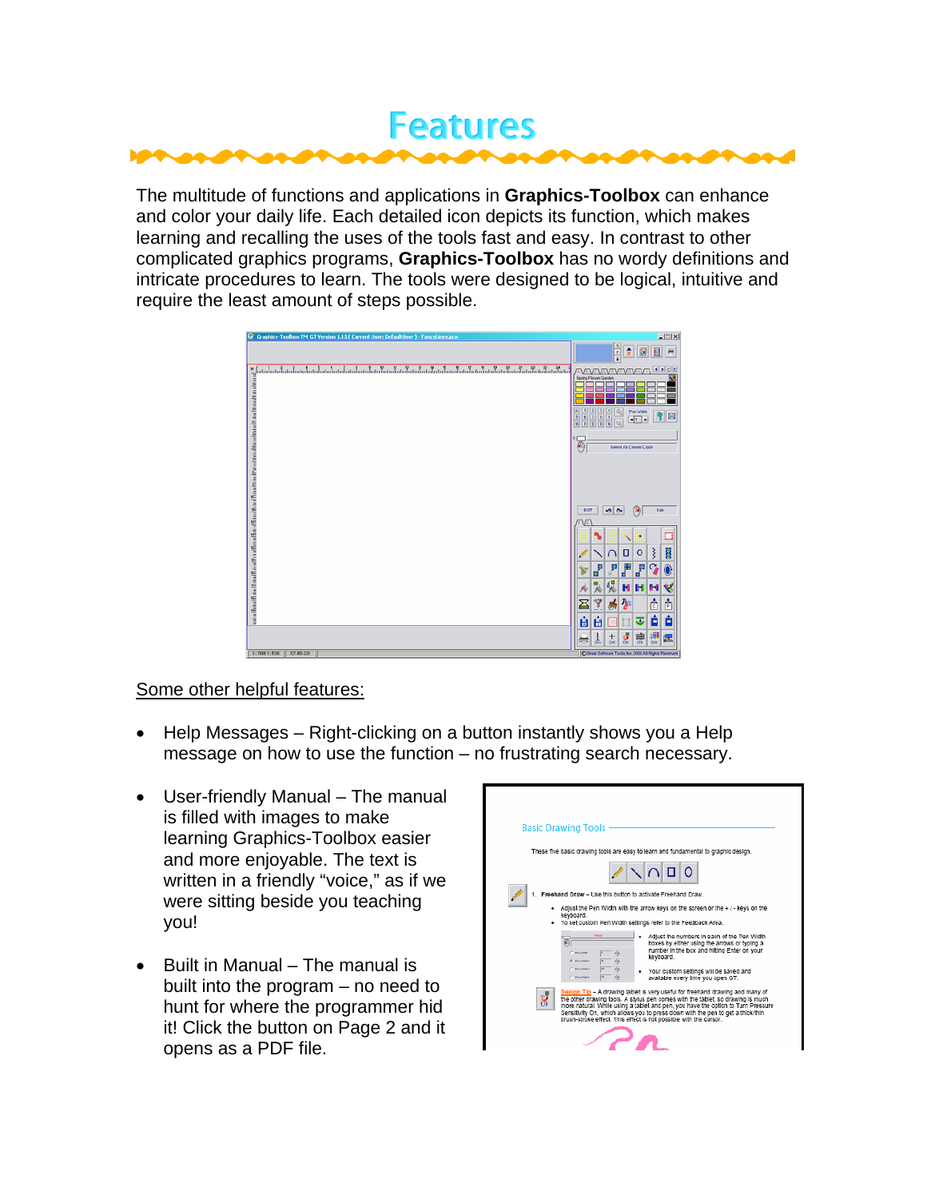# Features

The multitude of functions and applications in **Graphics-Toolbox** can enhance and color your daily life. Each detailed icon depicts its function, which makes learning and recalling the uses of the tools fast and easy. In contrast to other complicated graphics programs, **Graphics-Toolbox** has no wordy definitions and intricate procedures to learn. The tools were designed to be logical, intuitive and require the least amount of steps possible.

Some other helpful features:

- Help Messages – Right-clicking on a button instantly shows you a Help message on how to use the function – no frustrating search necessary.
- User-friendly Manual – The manual is filled with images to make learning Graphics-Toolbox easier and more enjoyable. The text is written in a friendly "voice," as if we were sitting beside you teaching you!
- Built in Manual – The manual is built into the program – no need to hunt for where the programmer hid it! Click the button on Page 2 and it opens as a PDF file.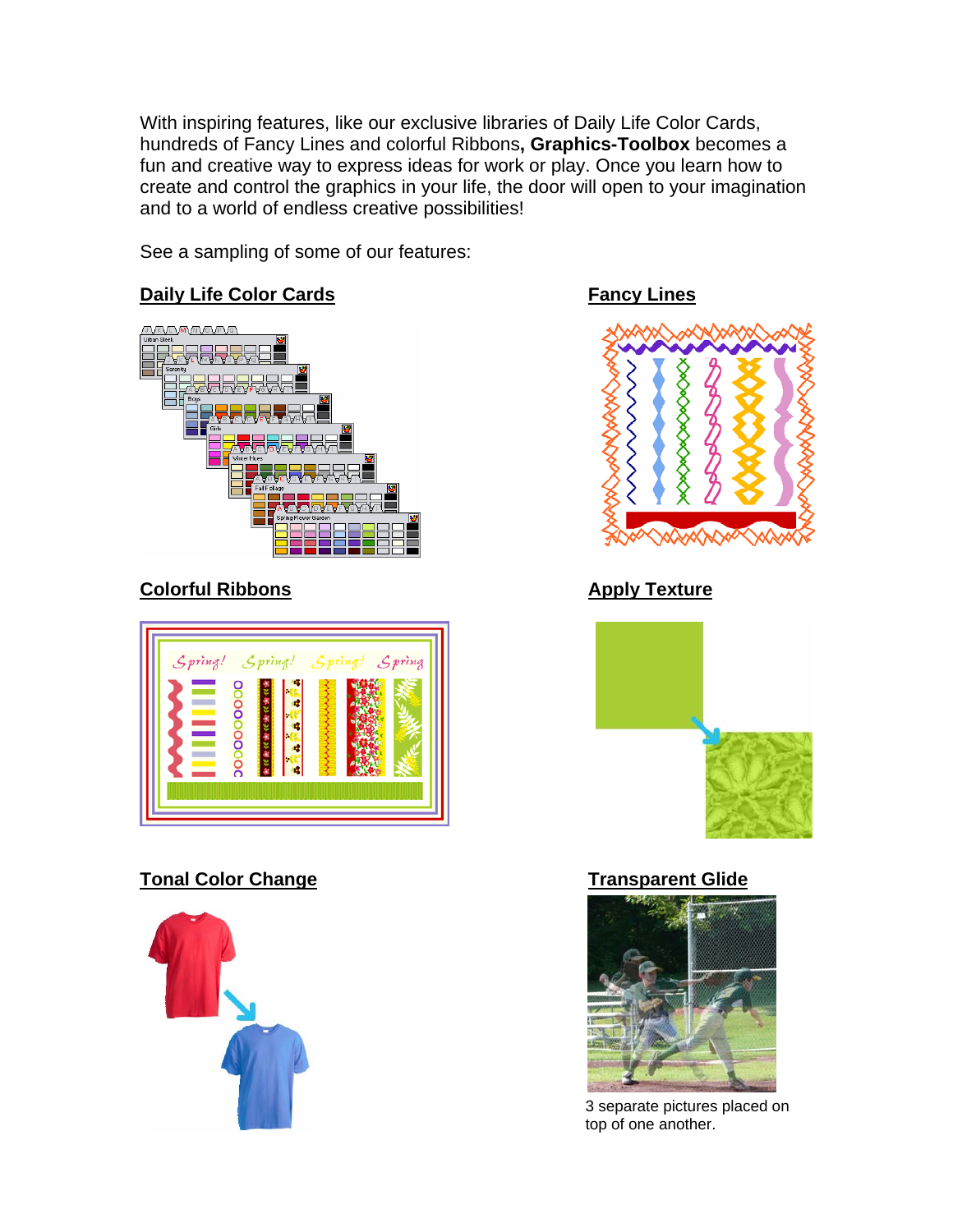With inspiring features, like our exclusive libraries of Daily Life Color Cards, hundreds of Fancy Lines and colorful Ribbons**, Graphics-Toolbox** becomes a fun and creative way to express ideas for work or play. Once you learn how to create and control the graphics in your life, the door will open to your imagination and to a world of endless creative possibilities!

See a sampling of some of our features:

**Daily Life Color Cards**

**Fancy Lines**

**Colorful Ribbons**

**Apply Texture**

**Tonal Color Change**

**Transparent Glide**

3 separate pictures placed on top of one another.